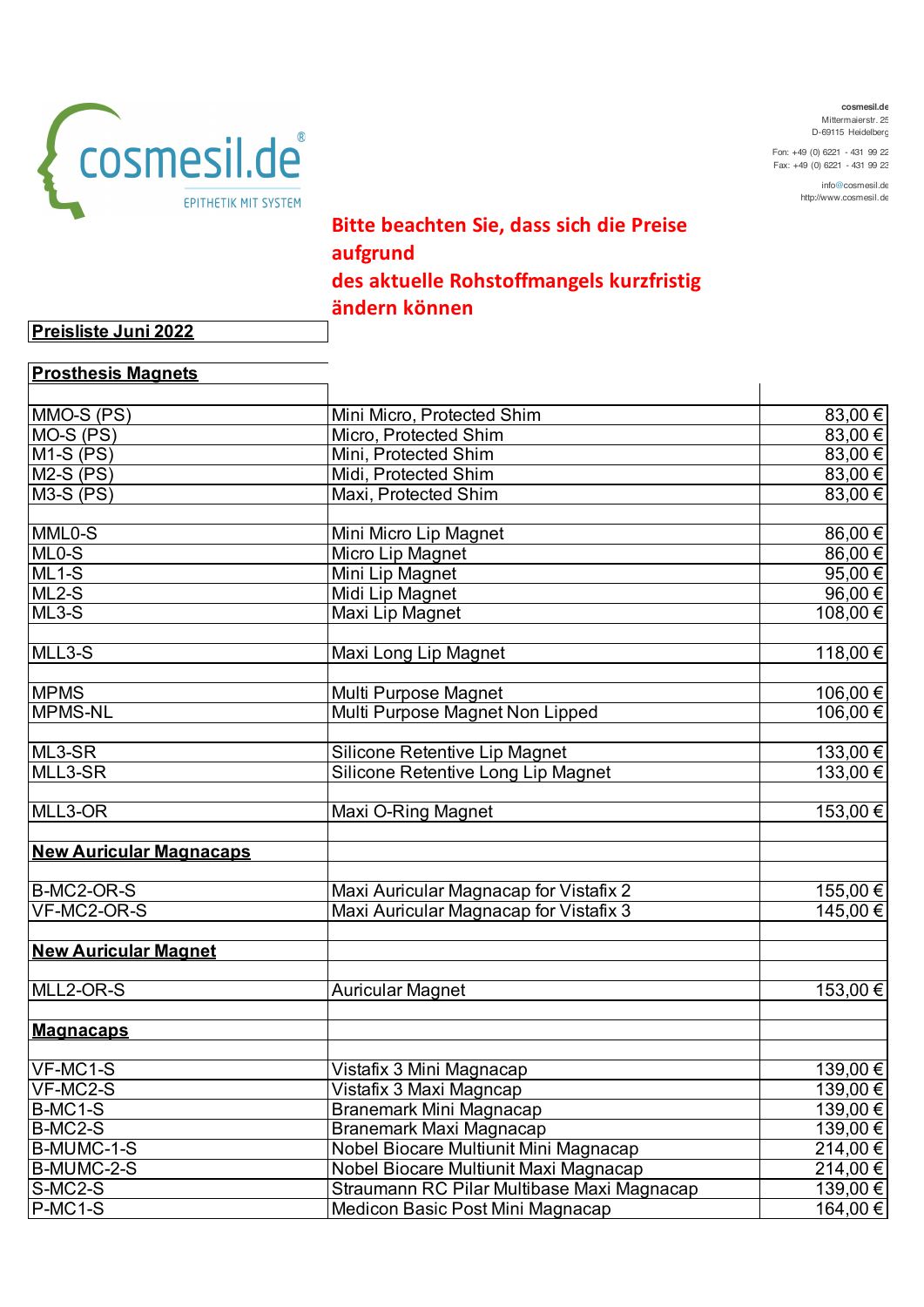cosmesil.de
Mittermaierstr. 25
D-69115 Heidelberg

Fon: +49 (0) 6221 - 431 99 22
Fax: +49 (0) 6221 - 431 99 23

info@cosmesil.de
http://www.cosmesil.de

cosmesil.de®
EPITHETIK MIT SYSTEM

**Bitte beachten Sie, dass sich die Preise aufgrund des aktuelle Rohstoffmangels kurzfristig ändern können**

**Preisliste Juni 2022**

| **Prosthesis Magnets** | | |
|---|---|---|
| MMO-S (PS) | Mini Micro, Protected Shim | 83,00 € |
| MO-S (PS) | Micro, Protected Shim | 83,00 € |
| M1-S (PS) | Mini, Protected Shim | 83,00 € |
| M2-S (PS) | Midi, Protected Shim | 83,00 € |
| M3-S (PS) | Maxi, Protected Shim | 83,00 € |
| | | |
| MML0-S | Mini Micro Lip Magnet | 86,00 € |
| ML0-S | Micro Lip Magnet | 86,00 € |
| ML1-S | Mini Lip Magnet | 95,00 € |
| ML2-S | Midi Lip Magnet | 96,00 € |
| ML3-S | Maxi Lip Magnet | 108,00 € |
| | | |
| MLL3-S | Maxi Long Lip Magnet | 118,00 € |
| | | |
| MPMS | Multi Purpose Magnet | 106,00 € |
| MPMS-NL | Multi Purpose Magnet Non Lipped | 106,00 € |
| | | |
| ML3-SR | Silicone Retentive Lip Magnet | 133,00 € |
| MLL3-SR | Silicone Retentive Long Lip Magnet | 133,00 € |
| | | |
| MLL3-OR | Maxi O-Ring Magnet | 153,00 € |
| | | |
| **New Auricular Magnacaps** | | |
| | | |
| B-MC2-OR-S | Maxi Auricular Magnacap for Vistafix 2 | 155,00 € |
| VF-MC2-OR-S | Maxi Auricular Magnacap for Vistafix 3 | 145,00 € |
| | | |
| **New Auricular Magnet** | | |
| | | |
| MLL2-OR-S | Auricular Magnet | 153,00 € |
| | | |
| **Magnacaps** | | |
| | | |
| VF-MC1-S | Vistafix 3 Mini Magnacap | 139,00 € |
| VF-MC2-S | Vistafix 3 Maxi Magncap | 139,00 € |
| B-MC1-S | Branemark Mini Magnacap | 139,00 € |
| B-MC2-S | Branemark Maxi Magnacap | 139,00 € |
| B-MUMC-1-S | Nobel Biocare Multiunit Mini Magnacap | 214,00 € |
| B-MUMC-2-S | Nobel Biocare Multiunit Maxi Magnacap | 214,00 € |
| S-MC2-S | Straumann RC Pilar Multibase Maxi Magnacap | 139,00 € |
| P-MC1-S | Medicon Basic Post Mini Magnacap | 164,00 € |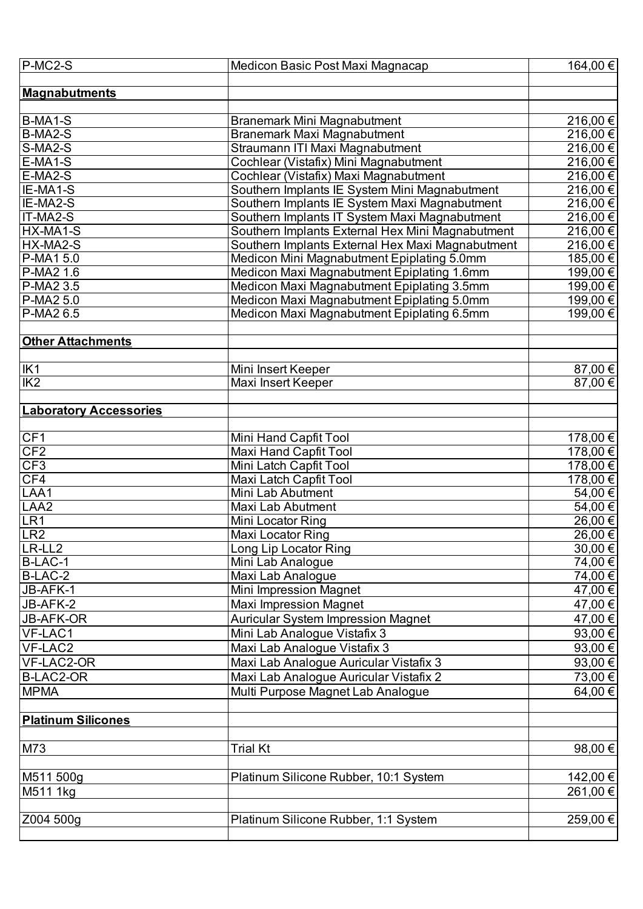| | | |
|---|---|---|
| P-MC2-S | Medicon Basic Post Maxi Magnacap | 164,00 € |
| | | |
| **Magnabutments** | | |
| | | |
| B-MA1-S | Branemark Mini Magnabutment | 216,00 € |
| B-MA2-S | Branemark Maxi Magnabutment | 216,00 € |
| S-MA2-S | Straumann ITI Maxi Magnabutment | 216,00 € |
| E-MA1-S | Cochlear (Vistafix) Mini Magnabutment | 216,00 € |
| E-MA2-S | Cochlear (Vistafix) Maxi Magnabutment | 216,00 € |
| IE-MA1-S | Southern Implants IE System Mini Magnabutment | 216,00 € |
| IE-MA2-S | Southern Implants IE System Maxi Magnabutment | 216,00 € |
| IT-MA2-S | Southern Implants IT System Maxi Magnabutment | 216,00 € |
| HX-MA1-S | Southern Implants External Hex Mini Magnabutment | 216,00 € |
| HX-MA2-S | Southern Implants External Hex Maxi Magnabutment | 216,00 € |
| P-MA1 5.0 | Medicon Mini Magnabutment Epiplating 5.0mm | 185,00 € |
| P-MA2 1.6 | Medicon Maxi Magnabutment Epiplating 1.6mm | 199,00 € |
| P-MA2 3.5 | Medicon Maxi Magnabutment Epiplating 3.5mm | 199,00 € |
| P-MA2 5.0 | Medicon Maxi Magnabutment Epiplating 5.0mm | 199,00 € |
| P-MA2 6.5 | Medicon Maxi Magnabutment Epiplating 6.5mm | 199,00 € |
| | | |
| **Other Attachments** | | |
| | | |
| IK1 | Mini Insert Keeper | 87,00 € |
| IK2 | Maxi Insert Keeper | 87,00 € |
| | | |
| **Laboratory Accessories** | | |
| | | |
| CF1 | Mini Hand Capfit Tool | 178,00 € |
| CF2 | Maxi Hand Capfit Tool | 178,00 € |
| CF3 | Mini Latch Capfit Tool | 178,00 € |
| CF4 | Maxi Latch Capfit Tool | 178,00 € |
| LAA1 | Mini Lab Abutment | 54,00 € |
| LAA2 | Maxi Lab Abutment | 54,00 € |
| LR1 | Mini Locator Ring | 26,00 € |
| LR2 | Maxi Locator Ring | 26,00 € |
| LR-LL2 | Long Lip Locator Ring | 30,00 € |
| B-LAC-1 | Mini Lab Analogue | 74,00 € |
| B-LAC-2 | Maxi Lab Analogue | 74,00 € |
| JB-AFK-1 | Mini Impression Magnet | 47,00 € |
| JB-AFK-2 | Maxi Impression Magnet | 47,00 € |
| JB-AFK-OR | Auricular System Impression Magnet | 47,00 € |
| VF-LAC1 | Mini Lab Analogue Vistafix 3 | 93,00 € |
| VF-LAC2 | Maxi Lab Analogue Vistafix 3 | 93,00 € |
| VF-LAC2-OR | Maxi Lab Analogue Auricular Vistafix 3 | 93,00 € |
| B-LAC2-OR | Maxi Lab Analogue Auricular Vistafix 2 | 73,00 € |
| MPMA | Multi Purpose Magnet Lab Analogue | 64,00 € |
| | | |
| **Platinum Silicones** | | |
| | | |
| M73 | Trial Kt | 98,00 € |
| | | |
| M511 500g | Platinum Silicone Rubber, 10:1 System | 142,00 € |
| M511 1kg | | 261,00 € |
| | | |
| Z004 500g | Platinum Silicone Rubber, 1:1 System | 259,00 € |
| | | |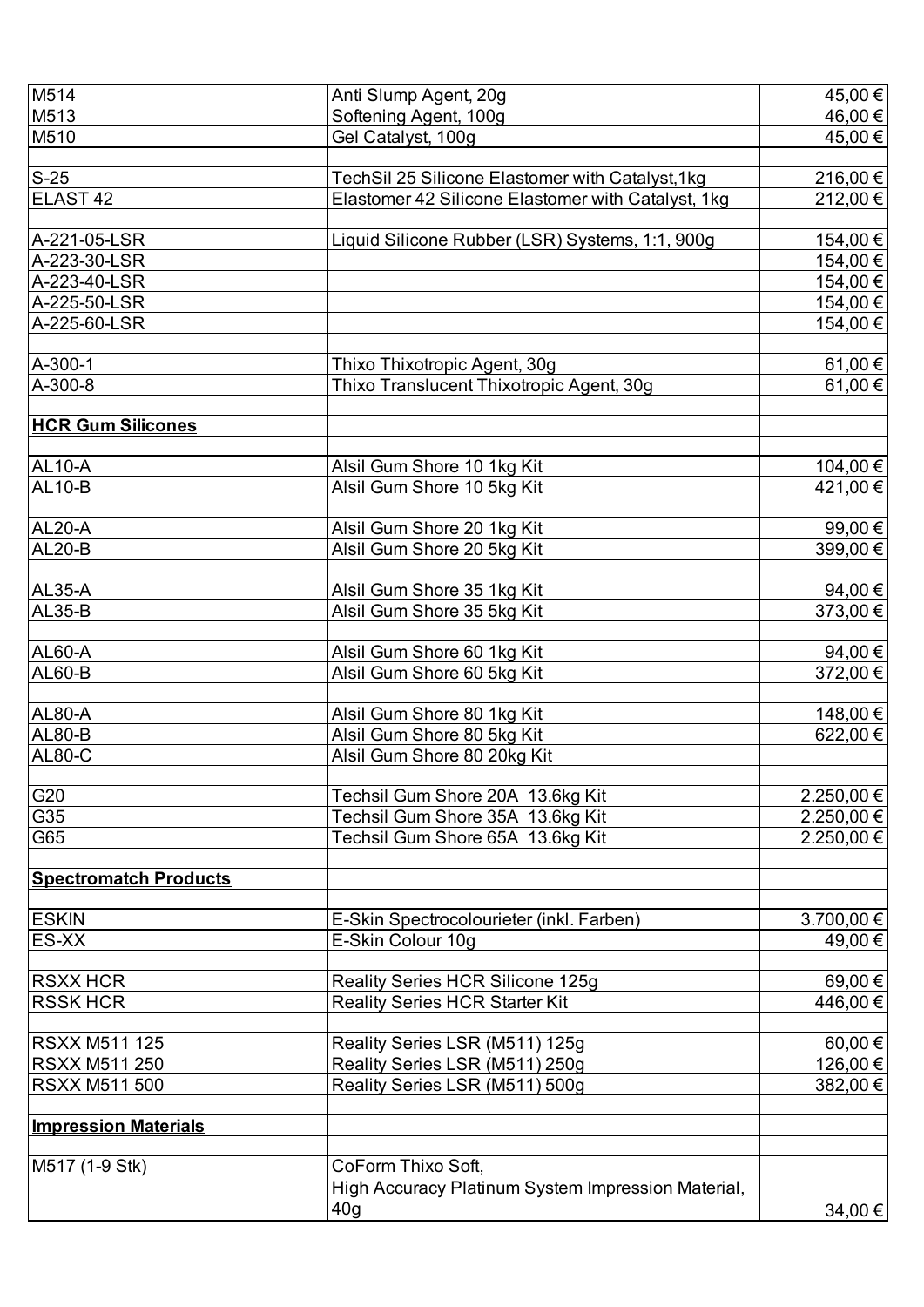| | | |
|---|---|---|
| M514 | Anti Slump Agent, 20g | 45,00 € |
| M513 | Softening Agent, 100g | 46,00 € |
| M510 | Gel Catalyst, 100g | 45,00 € |
| | | |
| S-25 | TechSil 25 Silicone Elastomer with Catalyst,1kg | 216,00 € |
| ELAST 42 | Elastomer 42 Silicone Elastomer with Catalyst, 1kg | 212,00 € |
| | | |
| A-221-05-LSR | Liquid Silicone Rubber (LSR) Systems, 1:1, 900g | 154,00 € |
| A-223-30-LSR | | 154,00 € |
| A-223-40-LSR | | 154,00 € |
| A-225-50-LSR | | 154,00 € |
| A-225-60-LSR | | 154,00 € |
| | | |
| A-300-1 | Thixo Thixotropic Agent, 30g | 61,00 € |
| A-300-8 | Thixo Translucent Thixotropic Agent, 30g | 61,00 € |
| | | |
| **HCR Gum Silicones** | | |
| | | |
| AL10-A | Alsil Gum Shore 10 1kg Kit | 104,00 € |
| AL10-B | Alsil Gum Shore 10 5kg Kit | 421,00 € |
| | | |
| AL20-A | Alsil Gum Shore 20 1kg Kit | 99,00 € |
| AL20-B | Alsil Gum Shore 20 5kg Kit | 399,00 € |
| | | |
| AL35-A | Alsil Gum Shore 35 1kg Kit | 94,00 € |
| AL35-B | Alsil Gum Shore 35 5kg Kit | 373,00 € |
| | | |
| AL60-A | Alsil Gum Shore 60 1kg Kit | 94,00 € |
| AL60-B | Alsil Gum Shore 60 5kg Kit | 372,00 € |
| | | |
| AL80-A | Alsil Gum Shore 80 1kg Kit | 148,00 € |
| AL80-B | Alsil Gum Shore 80 5kg Kit | 622,00 € |
| AL80-C | Alsil Gum Shore 80 20kg Kit | |
| | | |
| G20 | Techsil Gum Shore 20A 13.6kg Kit | 2.250,00 € |
| G35 | Techsil Gum Shore 35A 13.6kg Kit | 2.250,00 € |
| G65 | Techsil Gum Shore 65A 13.6kg Kit | 2.250,00 € |
| | | |
| **Spectromatch Products** | | |
| | | |
| ESKIN | E-Skin Spectrocolourieter (inkl. Farben) | 3.700,00 € |
| ES-XX | E-Skin Colour 10g | 49,00 € |
| | | |
| RSXX HCR | Reality Series HCR Silicone 125g | 69,00 € |
| RSSK HCR | Reality Series HCR Starter Kit | 446,00 € |
| | | |
| RSXX M511 125 | Reality Series LSR (M511) 125g | 60,00 € |
| RSXX M511 250 | Reality Series LSR (M511) 250g | 126,00 € |
| RSXX M511 500 | Reality Series LSR (M511) 500g | 382,00 € |
| | | |
| **Impression Materials** | | |
| | | |
| M517 (1-9 Stk) | CoForm Thixo Soft, High Accuracy Platinum System Impression Material, 40g | 34,00 € |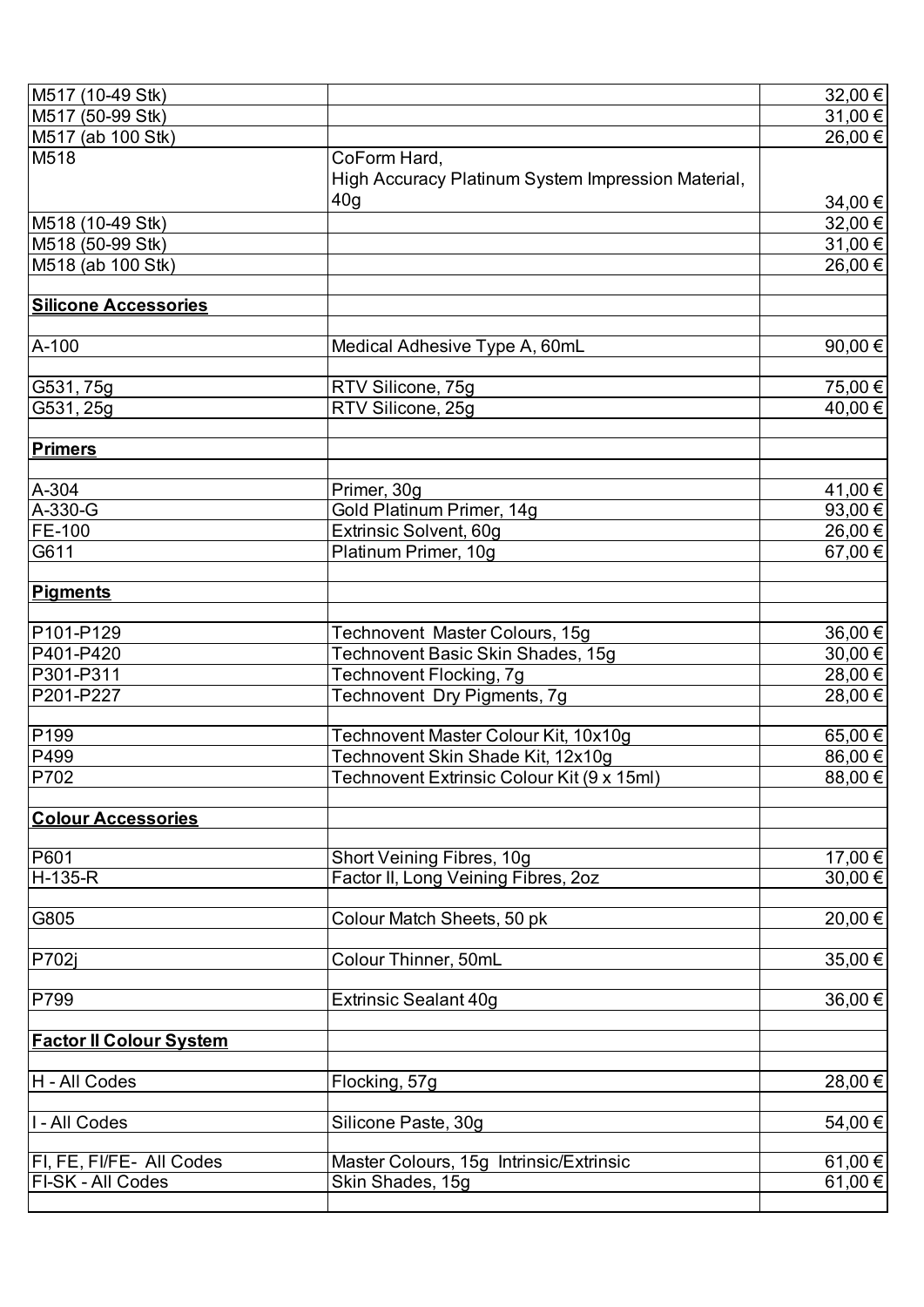| | | |
|---|---|---|
| M517 (10-49 Stk) | | 32,00 € |
| M517 (50-99 Stk) | | 31,00 € |
| M517 (ab 100 Stk) | | 26,00 € |
| M518 | CoForm Hard, High Accuracy Platinum System Impression Material, 40g | 34,00 € |
| M518 (10-49 Stk) | | 32,00 € |
| M518 (50-99 Stk) | | 31,00 € |
| M518 (ab 100 Stk) | | 26,00 € |
| | | |
| **Silicone Accessories** | | |
| | | |
| A-100 | Medical Adhesive Type A, 60mL | 90,00 € |
| | | |
| G531, 75g | RTV Silicone, 75g | 75,00 € |
| G531, 25g | RTV Silicone, 25g | 40,00 € |
| | | |
| **Primers** | | |
| | | |
| A-304 | Primer, 30g | 41,00 € |
| A-330-G | Gold Platinum Primer, 14g | 93,00 € |
| FE-100 | Extrinsic Solvent, 60g | 26,00 € |
| G611 | Platinum Primer, 10g | 67,00 € |
| | | |
| **Pigments** | | |
| | | |
| P101-P129 | Technovent Master Colours, 15g | 36,00 € |
| P401-P420 | Technovent Basic Skin Shades, 15g | 30,00 € |
| P301-P311 | Technovent Flocking, 7g | 28,00 € |
| P201-P227 | Technovent Dry Pigments, 7g | 28,00 € |
| | | |
| P199 | Technovent Master Colour Kit, 10x10g | 65,00 € |
| P499 | Technovent Skin Shade Kit, 12x10g | 86,00 € |
| P702 | Technovent Extrinsic Colour Kit (9 x 15ml) | 88,00 € |
| | | |
| **Colour Accessories** | | |
| | | |
| P601 | Short Veining Fibres, 10g | 17,00 € |
| H-135-R | Factor II, Long Veining Fibres, 2oz | 30,00 € |
| | | |
| G805 | Colour Match Sheets, 50 pk | 20,00 € |
| | | |
| P702j | Colour Thinner, 50mL | 35,00 € |
| | | |
| P799 | Extrinsic Sealant 40g | 36,00 € |
| | | |
| **Factor II Colour System** | | |
| | | |
| H - All Codes | Flocking, 57g | 28,00 € |
| | | |
| I - All Codes | Silicone Paste, 30g | 54,00 € |
| | | |
| FI, FE, FI/FE- All Codes | Master Colours, 15g Intrinsic/Extrinsic | 61,00 € |
| FI-SK - All Codes | Skin Shades, 15g | 61,00 € |
| | | |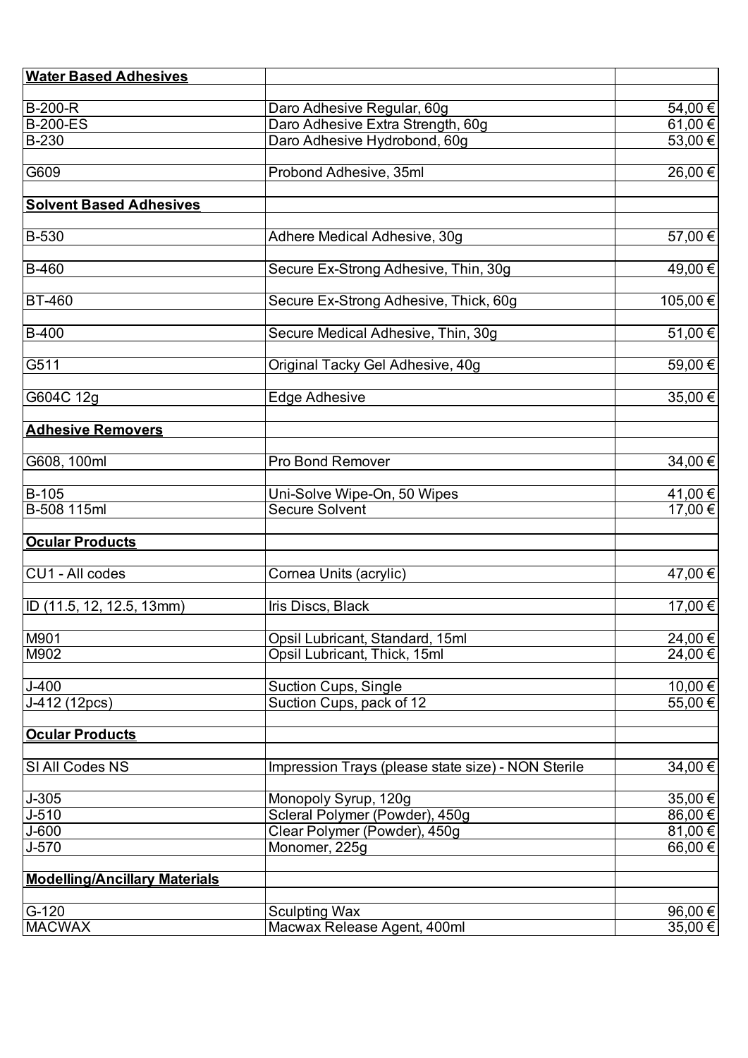| | | |
|---|---|---|
| **Water Based Adhesives** | | |
| | | |
| B-200-R | Daro Adhesive Regular, 60g | 54,00 € |
| B-200-ES | Daro Adhesive Extra Strength, 60g | 61,00 € |
| B-230 | Daro Adhesive Hydrobond, 60g | 53,00 € |
| | | |
| G609 | Probond Adhesive, 35ml | 26,00 € |
| | | |
| **Solvent Based Adhesives** | | |
| | | |
| B-530 | Adhere Medical Adhesive, 30g | 57,00 € |
| | | |
| B-460 | Secure Ex-Strong Adhesive, Thin, 30g | 49,00 € |
| | | |
| BT-460 | Secure Ex-Strong Adhesive, Thick, 60g | 105,00 € |
| | | |
| B-400 | Secure Medical Adhesive, Thin, 30g | 51,00 € |
| | | |
| G511 | Original Tacky Gel Adhesive, 40g | 59,00 € |
| | | |
| G604C 12g | Edge Adhesive | 35,00 € |
| | | |
| **Adhesive Removers** | | |
| | | |
| G608, 100ml | Pro Bond Remover | 34,00 € |
| | | |
| B-105 | Uni-Solve Wipe-On, 50 Wipes | 41,00 € |
| B-508 115ml | Secure Solvent | 17,00 € |
| | | |
| **Ocular Products** | | |
| | | |
| CU1 - All codes | Cornea Units (acrylic) | 47,00 € |
| | | |
| ID (11.5, 12, 12.5, 13mm) | Iris Discs, Black | 17,00 € |
| | | |
| M901 | Opsil Lubricant, Standard, 15ml | 24,00 € |
| M902 | Opsil Lubricant, Thick, 15ml | 24,00 € |
| | | |
| J-400 | Suction Cups, Single | 10,00 € |
| J-412 (12pcs) | Suction Cups, pack of 12 | 55,00 € |
| | | |
| **Ocular Products** | | |
| | | |
| SI All Codes NS | Impression Trays (please state size) - NON Sterile | 34,00 € |
| | | |
| J-305 | Monopoly Syrup, 120g | 35,00 € |
| J-510 | Scleral Polymer (Powder), 450g | 86,00 € |
| J-600 | Clear Polymer (Powder), 450g | 81,00 € |
| J-570 | Monomer, 225g | 66,00 € |
| | | |
| **Modelling/Ancillary Materials** | | |
| | | |
| G-120 | Sculpting Wax | 96,00 € |
| MACWAX | Macwax Release Agent, 400ml | 35,00 € |